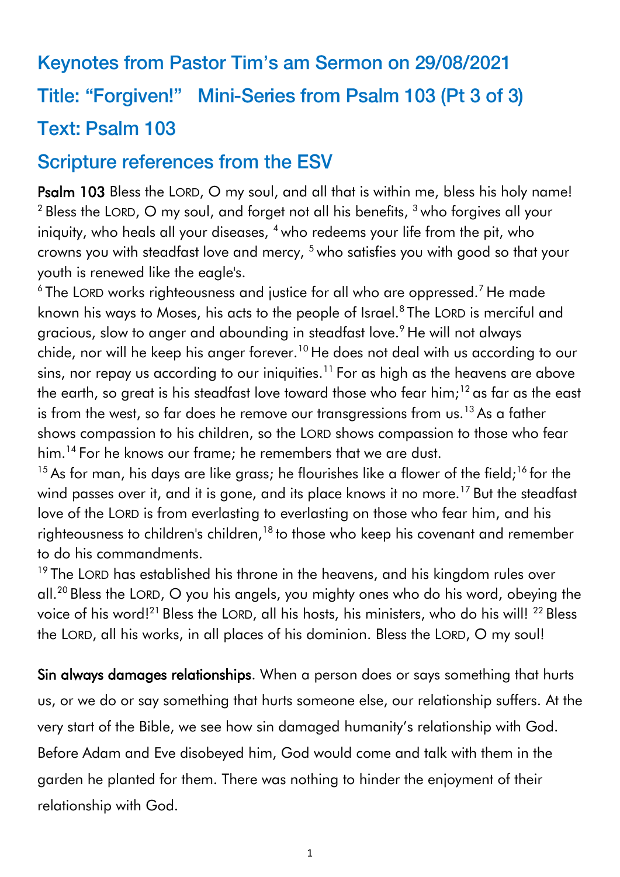# Keynotes from Pastor Tim's am Sermon on 29/08/2021

# Title: "Forgiven!" Mini-Series from Psalm 103 (Pt 3 of 3)

# Text: Psalm 103

## Scripture references from the ESV

**Psalm 103** Bless the LORD, O my soul, and all that is within me, bless his holy name! [2] Bless the LORD, O my soul, and forget not all his benefits, [3] who forgives all your iniquity, who heals all your diseases, [4] who redeems your life from the pit, who crowns you with steadfast love and mercy, [5] who satisfies you with good so that your youth is renewed like the eagle's.

[6] The LORD works righteousness and justice for all who are oppressed. [7] He made known his ways to Moses, his acts to the people of Israel. [8] The LORD is merciful and gracious, slow to anger and abounding in steadfast love. [9] He will not always chide, nor will he keep his anger forever. [10] He does not deal with us according to our sins, nor repay us according to our iniquities. [11] For as high as the heavens are above the earth, so great is his steadfast love toward those who fear him; [12] as far as the east is from the west, so far does he remove our transgressions from us. [13] As a father shows compassion to his children, so the LORD shows compassion to those who fear him. [14] For he knows our frame; he remembers that we are dust.

[15] As for man, his days are like grass; he flourishes like a flower of the field; [16] for the wind passes over it, and it is gone, and its place knows it no more. [17] But the steadfast love of the LORD is from everlasting to everlasting on those who fear him, and his righteousness to children's children, [18] to those who keep his covenant and remember to do his commandments.

[19] The LORD has established his throne in the heavens, and his kingdom rules over all. [20] Bless the LORD, O you his angels, you mighty ones who do his word, obeying the voice of his word! [21] Bless the LORD, all his hosts, his ministers, who do his will! [22] Bless the LORD, all his works, in all places of his dominion. Bless the LORD, O my soul!

**Sin always damages relationships**. When a person does or says something that hurts us, or we do or say something that hurts someone else, our relationship suffers. At the very start of the Bible, we see how sin damaged humanity's relationship with God. Before Adam and Eve disobeyed him, God would come and talk with them in the garden he planted for them. There was nothing to hinder the enjoyment of their relationship with God.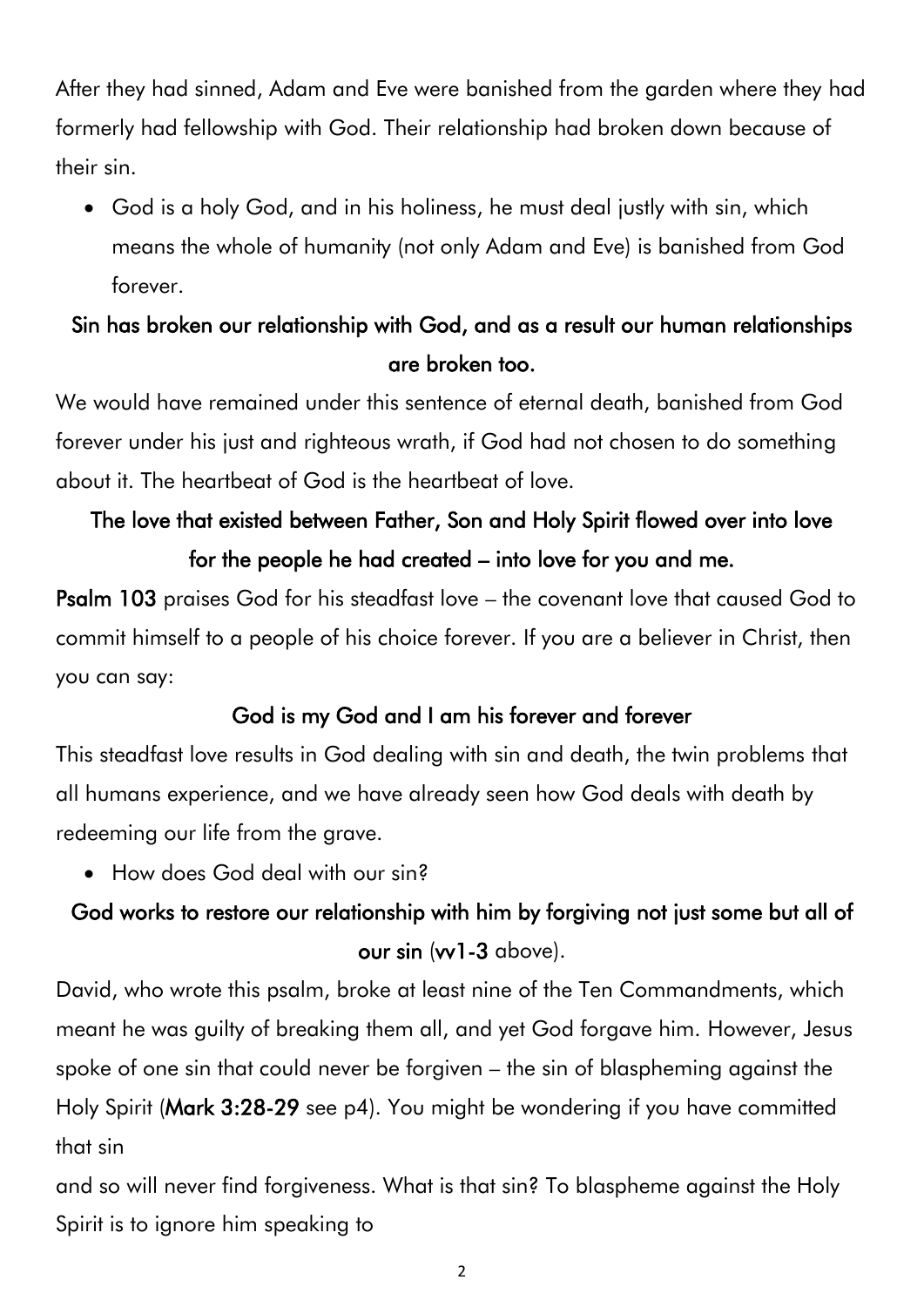After they had sinned, Adam and Eve were banished from the garden where they had formerly had fellowship with God. Their relationship had broken down because of their sin.

- God is a holy God, and in his holiness, he must deal justly with sin, which means the whole of humanity (not only Adam and Eve) is banished from God forever.

**Sin has broken our relationship with God, and as a result our human relationships are broken too.**

We would have remained under this sentence of eternal death, banished from God forever under his just and righteous wrath, if God had not chosen to do something about it. The heartbeat of God is the heartbeat of love.

**The love that existed between Father, Son and Holy Spirit flowed over into love for the people he had created – into love for you and me.**

**Psalm 103** praises God for his steadfast love – the covenant love that caused God to commit himself to a people of his choice forever. If you are a believer in Christ, then you can say:

**God is my God and I am his forever and forever**

This steadfast love results in God dealing with sin and death, the twin problems that all humans experience, and we have already seen how God deals with death by redeeming our life from the grave.

- How does God deal with our sin?

**God works to restore our relationship with him by forgiving not just some but all of our sin** (**vv1-3** above).

David, who wrote this psalm, broke at least nine of the Ten Commandments, which meant he was guilty of breaking them all, and yet God forgave him. However, Jesus spoke of one sin that could never be forgiven – the sin of blaspheming against the Holy Spirit (**Mark 3:28-29** see p4). You might be wondering if you have committed that sin

and so will never find forgiveness. What is that sin? To blaspheme against the Holy Spirit is to ignore him speaking to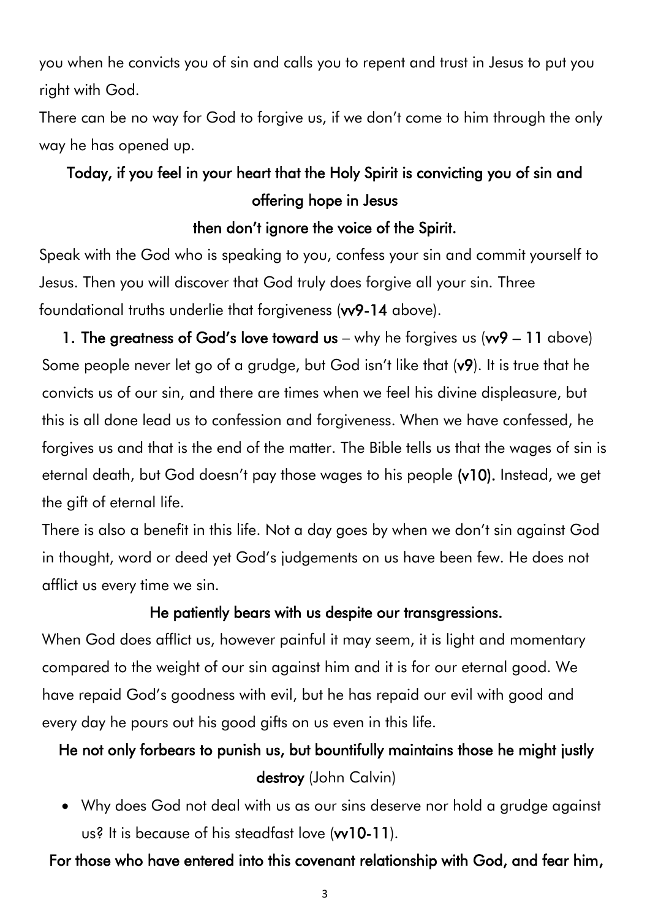you when he convicts you of sin and calls you to repent and trust in Jesus to put you right with God.

There can be no way for God to forgive us, if we don't come to him through the only way he has opened up.

**Today, if you feel in your heart that the Holy Spirit is convicting you of sin and offering hope in Jesus**

**then don't ignore the voice of the Spirit.**

Speak with the God who is speaking to you, confess your sin and commit yourself to Jesus. Then you will discover that God truly does forgive all your sin. Three foundational truths underlie that forgiveness (**vv9-14** above).

**1. The greatness of God's love toward us** – why he forgives us (**vv9 – 11** above) Some people never let go of a grudge, but God isn't like that (**v9**). It is true that he convicts us of our sin, and there are times when we feel his divine displeasure, but this is all done lead us to confession and forgiveness. When we have confessed, he forgives us and that is the end of the matter. The Bible tells us that the wages of sin is eternal death, but God doesn't pay those wages to his people **(v10).** Instead, we get the gift of eternal life.

There is also a benefit in this life. Not a day goes by when we don't sin against God in thought, word or deed yet God's judgements on us have been few. He does not afflict us every time we sin.

**He patiently bears with us despite our transgressions.**

When God does afflict us, however painful it may seem, it is light and momentary compared to the weight of our sin against him and it is for our eternal good. We have repaid God's goodness with evil, but he has repaid our evil with good and every day he pours out his good gifts on us even in this life.

**He not only forbears to punish us, but bountifully maintains those he might justly destroy** (John Calvin)

- Why does God not deal with us as our sins deserve nor hold a grudge against us? It is because of his steadfast love (**vv10-11**).

**For those who have entered into this covenant relationship with God, and fear him,**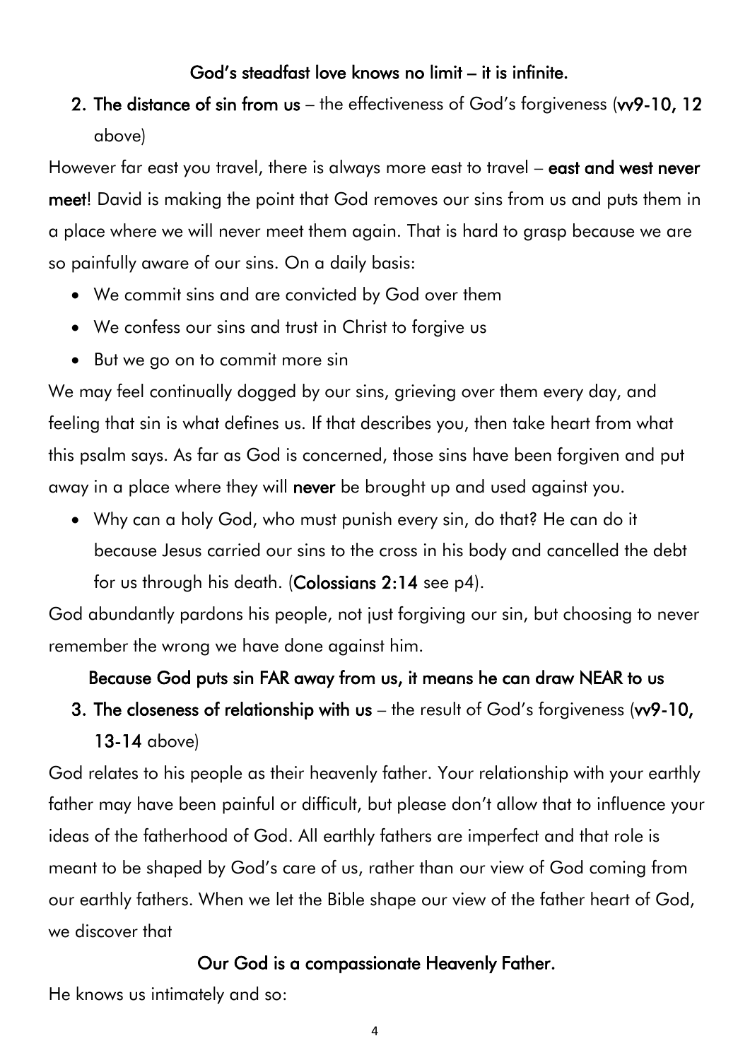**God's steadfast love knows no limit – it is infinite.**

2. **The distance of sin from us** – the effectiveness of God's forgiveness (**vv9-10, 12** above)

However far east you travel, there is always more east to travel – **east and west never meet**! David is making the point that God removes our sins from us and puts them in a place where we will never meet them again. That is hard to grasp because we are so painfully aware of our sins. On a daily basis:

- We commit sins and are convicted by God over them
- We confess our sins and trust in Christ to forgive us
- But we go on to commit more sin

We may feel continually dogged by our sins, grieving over them every day, and feeling that sin is what defines us. If that describes you, then take heart from what this psalm says. As far as God is concerned, those sins have been forgiven and put away in a place where they will **never** be brought up and used against you.

- Why can a holy God, who must punish every sin, do that? He can do it because Jesus carried our sins to the cross in his body and cancelled the debt for us through his death. (**Colossians 2:14** see p4).

God abundantly pardons his people, not just forgiving our sin, but choosing to never remember the wrong we have done against him.

**Because God puts sin FAR away from us, it means he can draw NEAR to us**

3. **The closeness of relationship with us** – the result of God's forgiveness (**vv9-10, 13-14** above)

God relates to his people as their heavenly father. Your relationship with your earthly father may have been painful or difficult, but please don't allow that to influence your ideas of the fatherhood of God. All earthly fathers are imperfect and that role is meant to be shaped by God's care of us, rather than our view of God coming from our earthly fathers. When we let the Bible shape our view of the father heart of God, we discover that

**Our God is a compassionate Heavenly Father.**

He knows us intimately and so: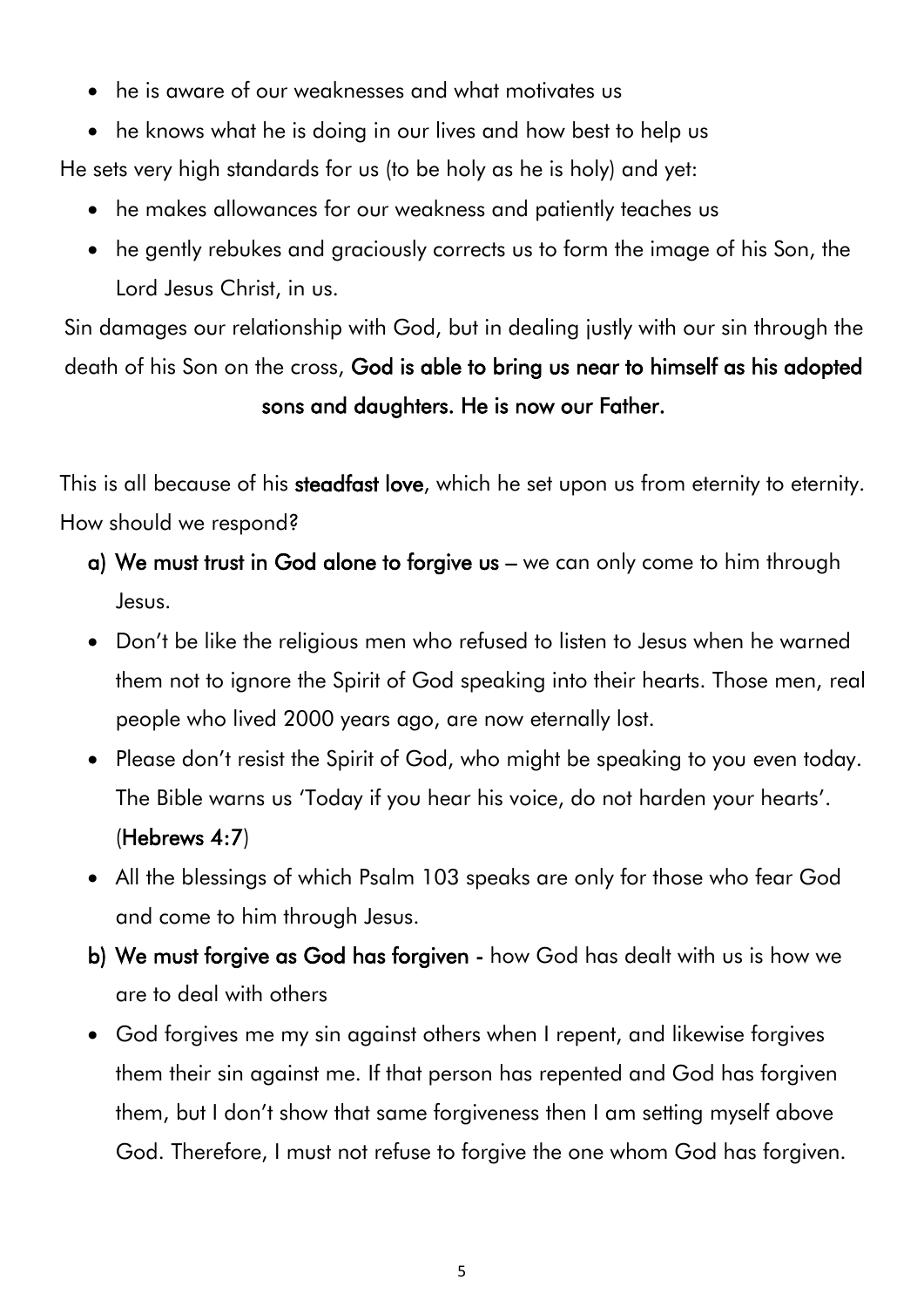- he is aware of our weaknesses and what motivates us
- he knows what he is doing in our lives and how best to help us

He sets very high standards for us (to be holy as he is holy) and yet:

- he makes allowances for our weakness and patiently teaches us
- he gently rebukes and graciously corrects us to form the image of his Son, the Lord Jesus Christ, in us.

Sin damages our relationship with God, but in dealing justly with our sin through the death of his Son on the cross, **God is able to bring us near to himself as his adopted sons and daughters. He is now our Father.**

This is all because of his **steadfast love**, which he set upon us from eternity to eternity. How should we respond?

a) **We must trust in God alone to forgive us** – we can only come to him through Jesus.

- Don't be like the religious men who refused to listen to Jesus when he warned them not to ignore the Spirit of God speaking into their hearts. Those men, real people who lived 2000 years ago, are now eternally lost.
- Please don't resist the Spirit of God, who might be speaking to you even today. The Bible warns us 'Today if you hear his voice, do not harden your hearts'. (**Hebrews 4:7**)
- All the blessings of which Psalm 103 speaks are only for those who fear God and come to him through Jesus.

b) **We must forgive as God has forgiven** - how God has dealt with us is how we are to deal with others

- God forgives me my sin against others when I repent, and likewise forgives them their sin against me. If that person has repented and God has forgiven them, but I don't show that same forgiveness then I am setting myself above God. Therefore, I must not refuse to forgive the one whom God has forgiven.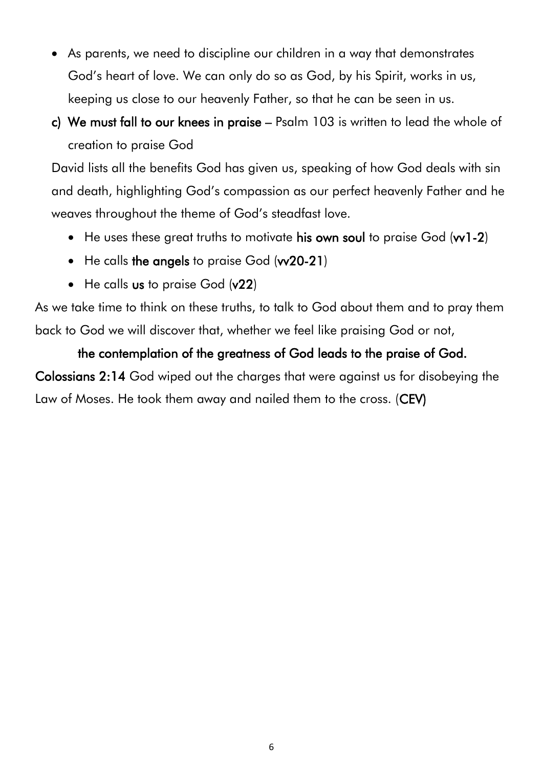- As parents, we need to discipline our children in a way that demonstrates God's heart of love. We can only do so as God, by his Spirit, works in us, keeping us close to our heavenly Father, so that he can be seen in us.

c) **We must fall to our knees in praise** – Psalm 103 is written to lead the whole of creation to praise God

David lists all the benefits God has given us, speaking of how God deals with sin and death, highlighting God's compassion as our perfect heavenly Father and he weaves throughout the theme of God's steadfast love.

- He uses these great truths to motivate **his own soul** to praise God (**vv1-2**)
- He calls **the angels** to praise God (**vv20-21**)
- He calls **us** to praise God (**v22**)

As we take time to think on these truths, to talk to God about them and to pray them back to God we will discover that, whether we feel like praising God or not,

**the contemplation of the greatness of God leads to the praise of God.**

**Colossians 2:14** God wiped out the charges that were against us for disobeying the Law of Moses. He took them away and nailed them to the cross. (**CEV)**